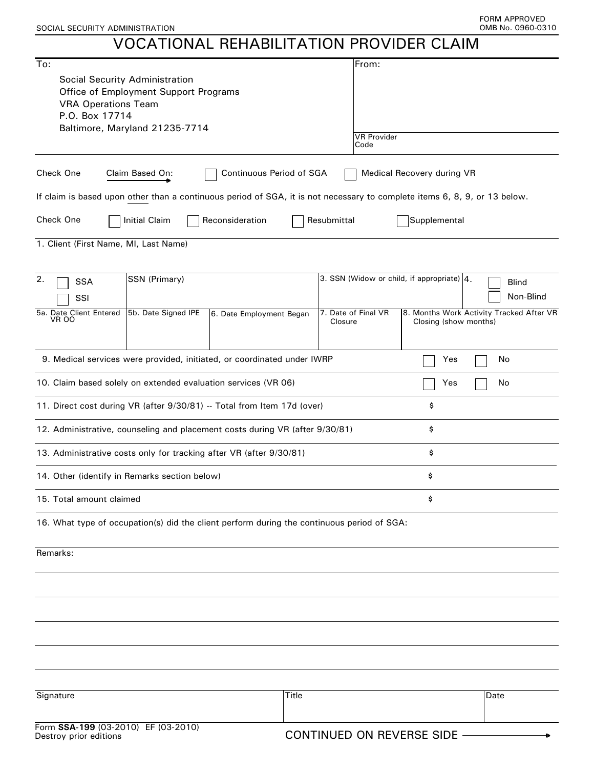SOCIAL SECURITY ADMINISTRATION

FORM APPROVED
OMB No. 0960-0310

# VOCATIONAL REHABILITATION PROVIDER CLAIM

| To: | From: |
|---|---|
| Social Security Administration<br>Office of Employment Support Programs<br>VRA Operations Team<br>P.O. Box 17714<br>Baltimore, Maryland 21235-7714 | |
| | VR Provider Code |

Check One — Claim Based On: ☐ Continuous Period of SGA ☐ Medical Recovery during VR

If claim is based upon other than a continuous period of SGA, it is not necessary to complete items 6, 8, 9, or 13 below.

Check One ☐ Initial Claim ☐ Reconsideration ☐ Resubmittal ☐ Supplemental

1. Client (First Name, MI, Last Name)

| 2. ☐ SSA ☐ SSI | SSN (Primary) | | 3. SSN (Widow or child, if appropriate) | 4. ☐ Blind ☐ Non-Blind |
|---|---|---|---|---|
| 5a. Date Client Entered VR OO | 5b. Date Signed IPE | 6. Date Employment Began | 7. Date of Final VR Closure | 8. Months Work Activity Tracked After VR Closing (show months) |
| | | | | |

9. Medical services were provided, initiated, or coordinated under IWRP ☐ Yes ☐ No

10. Claim based solely on extended evaluation services (VR 06) ☐ Yes ☐ No

| | |
|---|---|
| 11. Direct cost during VR (after 9/30/81) -- Total from Item 17d (over) | $ |
| 12. Administrative, counseling and placement costs during VR (after 9/30/81) | $ |
| 13. Administrative costs only for tracking after VR (after 9/30/81) | $ |
| 14. Other (identify in Remarks section below) | $ |
| 15. Total amount claimed | $ |

16. What type of occupation(s) did the client perform during the continuous period of SGA:

Remarks:

| Signature | Title | Date |
|---|---|---|
| | | |

Form **SSA-199** (03-2010) EF (03-2010)
Destroy prior editions

CONTINUED ON REVERSE SIDE →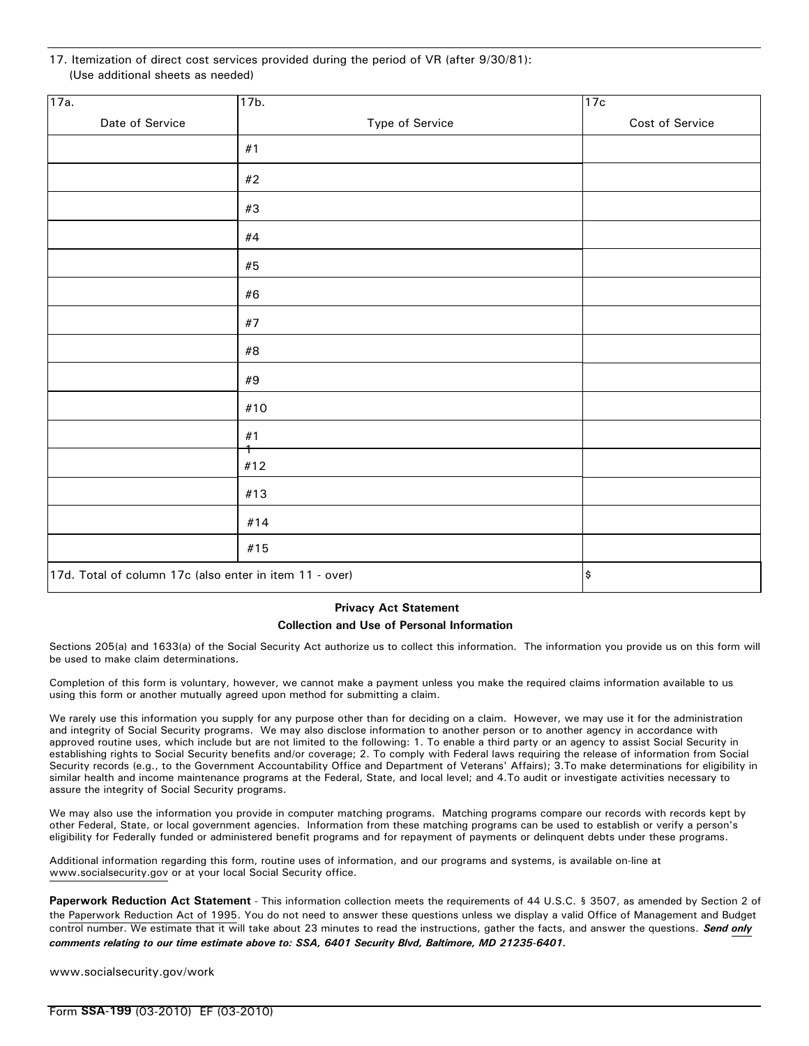17. Itemization of direct cost services provided during the period of VR (after 9/30/81):
(Use additional sheets as needed)

| 17a. Date of Service | 17b. Type of Service | 17c Cost of Service |
|---|---|---|
| | #1 | |
| | #2 | |
| | #3 | |
| | #4 | |
| | #5 | |
| | #6 | |
| | #7 | |
| | #8 | |
| | #9 | |
| | #10 | |
| | #11 | |
| | #12 | |
| | #13 | |
| | #14 | |
| | #15 | |
| 17d. Total of column 17c (also enter in item 11 - over) | | $ |

**Privacy Act Statement**

**Collection and Use of Personal Information**

Sections 205(a) and 1633(a) of the Social Security Act authorize us to collect this information. The information you provide us on this form will be used to make claim determinations.

Completion of this form is voluntary, however, we cannot make a payment unless you make the required claims information available to us using this form or another mutually agreed upon method for submitting a claim.

We rarely use this information you supply for any purpose other than for deciding on a claim. However, we may use it for the administration and integrity of Social Security programs. We may also disclose information to another person or to another agency in accordance with approved routine uses, which include but are not limited to the following: 1. To enable a third party or an agency to assist Social Security in establishing rights to Social Security benefits and/or coverage; 2. To comply with Federal laws requiring the release of information from Social Security records (e.g., to the Government Accountability Office and Department of Veterans' Affairs); 3.To make determinations for eligibility in similar health and income maintenance programs at the Federal, State, and local level; and 4.To audit or investigate activities necessary to assure the integrity of Social Security programs.

We may also use the information you provide in computer matching programs. Matching programs compare our records with records kept by other Federal, State, or local government agencies. Information from these matching programs can be used to establish or verify a person's eligibility for Federally funded or administered benefit programs and for repayment of payments or delinquent debts under these programs.

Additional information regarding this form, routine uses of information, and our programs and systems, is available on-line at www.socialsecurity.gov or at your local Social Security office.

**Paperwork Reduction Act Statement** - This information collection meets the requirements of 44 U.S.C. § 3507, as amended by Section 2 of the Paperwork Reduction Act of 1995. You do not need to answer these questions unless we display a valid Office of Management and Budget control number. We estimate that it will take about 23 minutes to read the instructions, gather the facts, and answer the questions. ***Send only comments relating to our time estimate above to: SSA, 6401 Security Blvd, Baltimore, MD 21235-6401.***

www.socialsecurity.gov/work

Form **SSA-199** (03-2010) EF (03-2010)